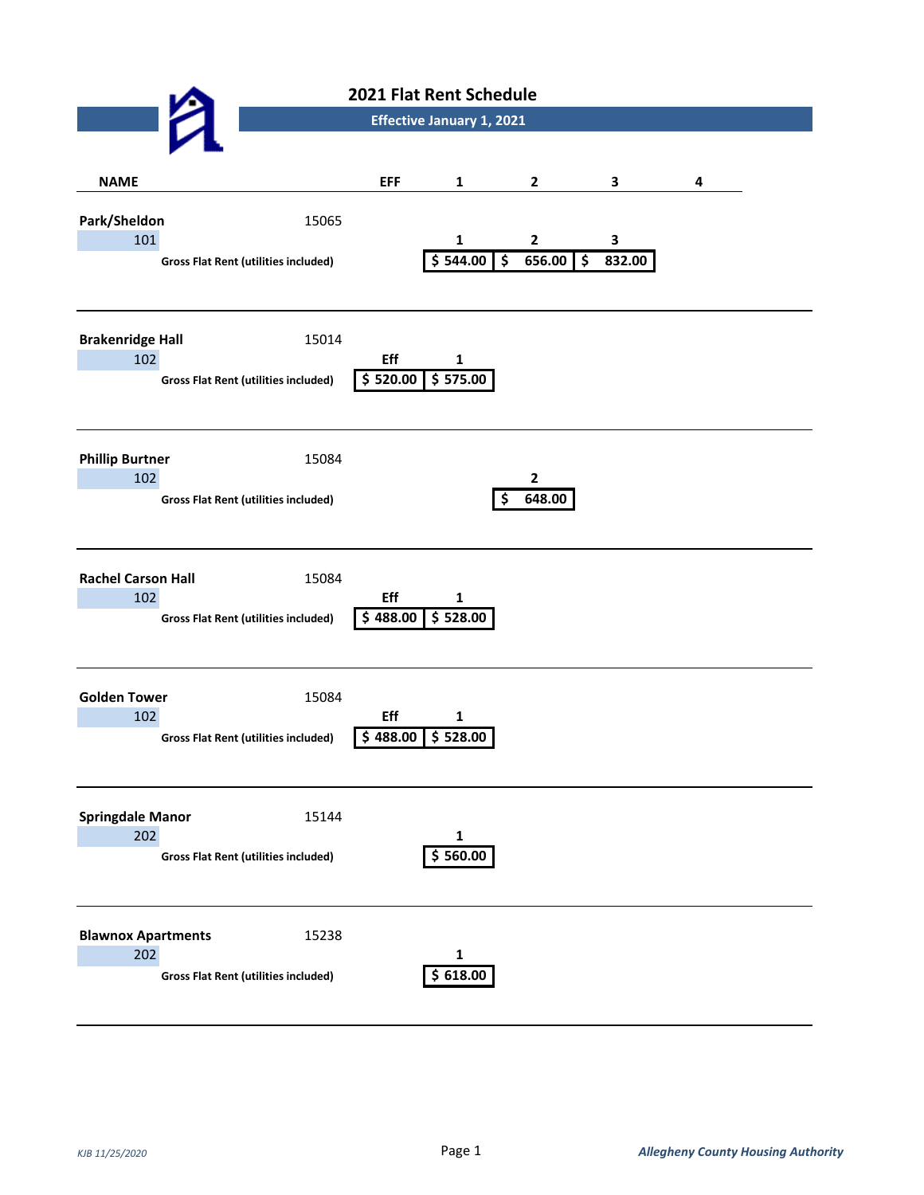# 2021 Flat Rent Schedule

**Effective January 1, 2021**

| NAME | | EFF | 1 | 2 | 3 | 4 |
|---|---|---|---|---|---|---|
| **Park/Sheldon** | 15065 | | | | | |
| 101 | | | 1 | 2 | 3 | |
| **Gross Flat Rent (utilities included)** | | | $ 544.00 | $ 656.00 | $ 832.00 | |
| **Brakenridge Hall** | 15014 | | | | | |
| 102 | | Eff | 1 | | | |
| **Gross Flat Rent (utilities included)** | | $ 520.00 | $ 575.00 | | | |
| **Phillip Burtner** | 15084 | | | | | |
| 102 | | | | 2 | | |
| **Gross Flat Rent (utilities included)** | | | | $ 648.00 | | |
| **Rachel Carson Hall** | 15084 | | | | | |
| 102 | | Eff | 1 | | | |
| **Gross Flat Rent (utilities included)** | | $ 488.00 | $ 528.00 | | | |
| **Golden Tower** | 15084 | | | | | |
| 102 | | Eff | 1 | | | |
| **Gross Flat Rent (utilities included)** | | $ 488.00 | $ 528.00 | | | |
| **Springdale Manor** | 15144 | | | | | |
| 202 | | | 1 | | | |
| **Gross Flat Rent (utilities included)** | | | $ 560.00 | | | |
| **Blawnox Apartments** | 15238 | | | | | |
| 202 | | | 1 | | | |
| **Gross Flat Rent (utilities included)** | | | $ 618.00 | | | |

*KJB 11/25/2020*

***Allegheny County Housing Authority***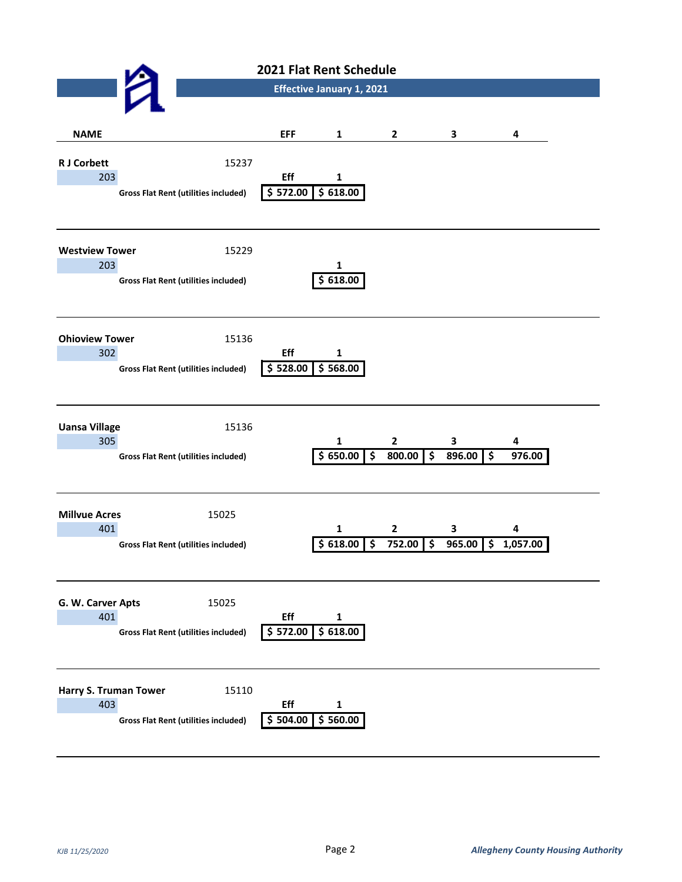# 2021 Flat Rent Schedule

**Effective January 1, 2021**

| NAME | Zip | Number | | EFF | 1 | 2 | 3 | 4 |
|---|---|---|---|---|---|---|---|---|
| **R J Corbett** | 15237 | 203 | **Gross Flat Rent (utilities included)** | $ 572.00 | $ 618.00 | | | |
| **Westview Tower** | 15229 | 203 | **Gross Flat Rent (utilities included)** | | $ 618.00 | | | |
| **Ohioview Tower** | 15136 | 302 | **Gross Flat Rent (utilities included)** | $ 528.00 | $ 568.00 | | | |
| **Uansa Village** | 15136 | 305 | **Gross Flat Rent (utilities included)** | | $ 650.00 | $ 800.00 | $ 896.00 | $ 976.00 |
| **Millvue Acres** | 15025 | 401 | **Gross Flat Rent (utilities included)** | | $ 618.00 | $ 752.00 | $ 965.00 | $ 1,057.00 |
| **G. W. Carver Apts** | 15025 | 401 | **Gross Flat Rent (utilities included)** | $ 572.00 | $ 618.00 | | | |
| **Harry S. Truman Tower** | 15110 | 403 | **Gross Flat Rent (utilities included)** | $ 504.00 | $ 560.00 | | | |

*KJB 11/25/2020*

***Allegheny County Housing Authority***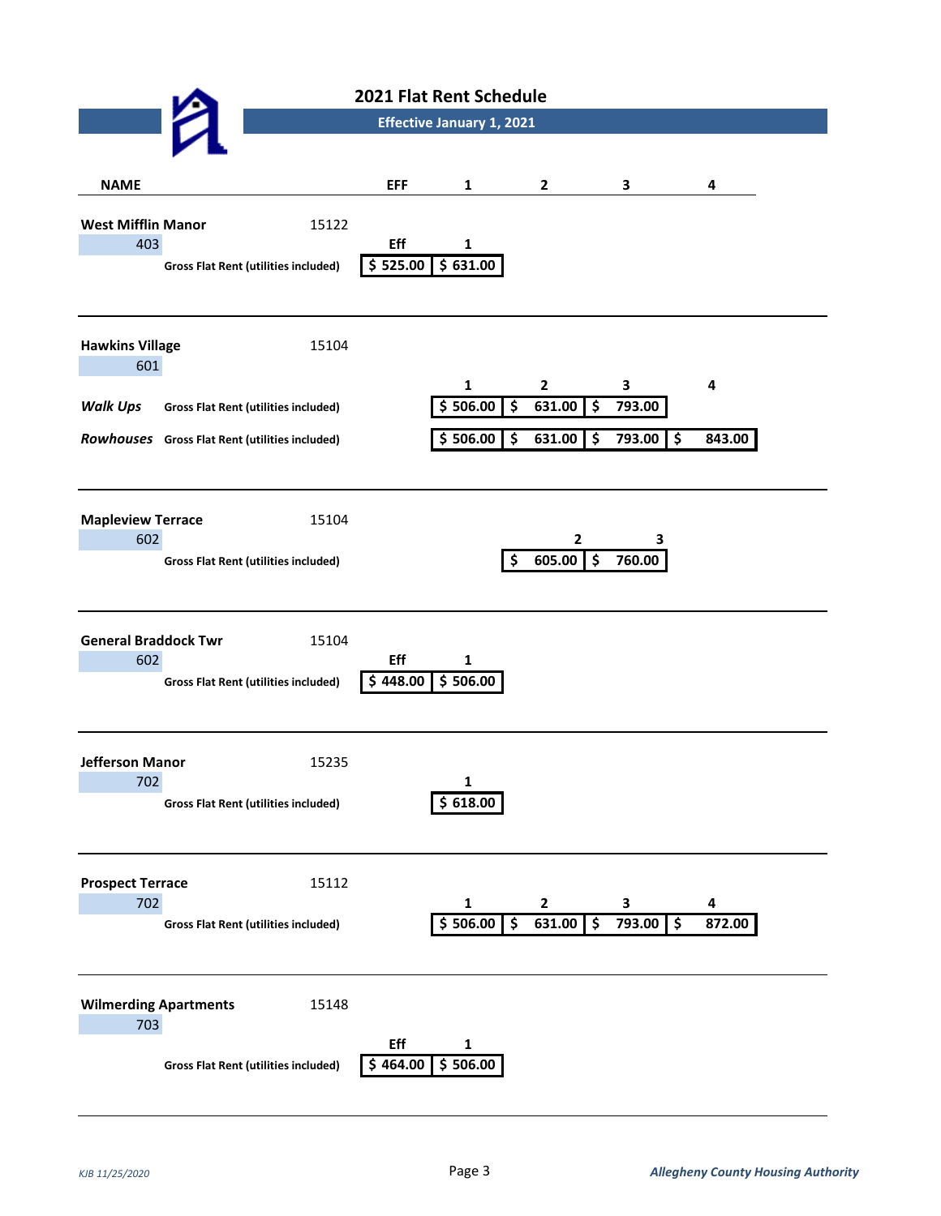# 2021 Flat Rent Schedule

**Effective January 1, 2021**

| NAME | | | EFF | 1 | 2 | 3 | 4 |
|---|---|---|---|---|---|---|---|
| **West Mifflin Manor** | 15122 | | | | | | |
| 403 | | | Eff | 1 | | | |
| | | Gross Flat Rent (utilities included) | $ 525.00 | $ 631.00 | | | |
| **Hawkins Village** | 15104 | | | | | | |
| 601 | | | | 1 | 2 | 3 | 4 |
| *Walk Ups* | | Gross Flat Rent (utilities included) | | $ 506.00 | $ 631.00 | $ 793.00 | |
| *Rowhouses* | | Gross Flat Rent (utilities included) | | $ 506.00 | $ 631.00 | $ 793.00 | $ 843.00 |
| **Mapleview Terrace** | 15104 | | | | | | |
| 602 | | | | | 2 | 3 | |
| | | Gross Flat Rent (utilities included) | | | $ 605.00 | $ 760.00 | |
| **General Braddock Twr** | 15104 | | | | | | |
| 602 | | | Eff | 1 | | | |
| | | Gross Flat Rent (utilities included) | $ 448.00 | $ 506.00 | | | |
| **Jefferson Manor** | 15235 | | | | | | |
| 702 | | | | 1 | | | |
| | | Gross Flat Rent (utilities included) | | $ 618.00 | | | |
| **Prospect Terrace** | 15112 | | | | | | |
| 702 | | | | 1 | 2 | 3 | 4 |
| | | Gross Flat Rent (utilities included) | | $ 506.00 | $ 631.00 | $ 793.00 | $ 872.00 |
| **Wilmerding Apartments** | 15148 | | | | | | |
| 703 | | | Eff | 1 | | | |
| | | Gross Flat Rent (utilities included) | $ 464.00 | $ 506.00 | | | |

*KJB 11/25/2020*

*Allegheny County Housing Authority*